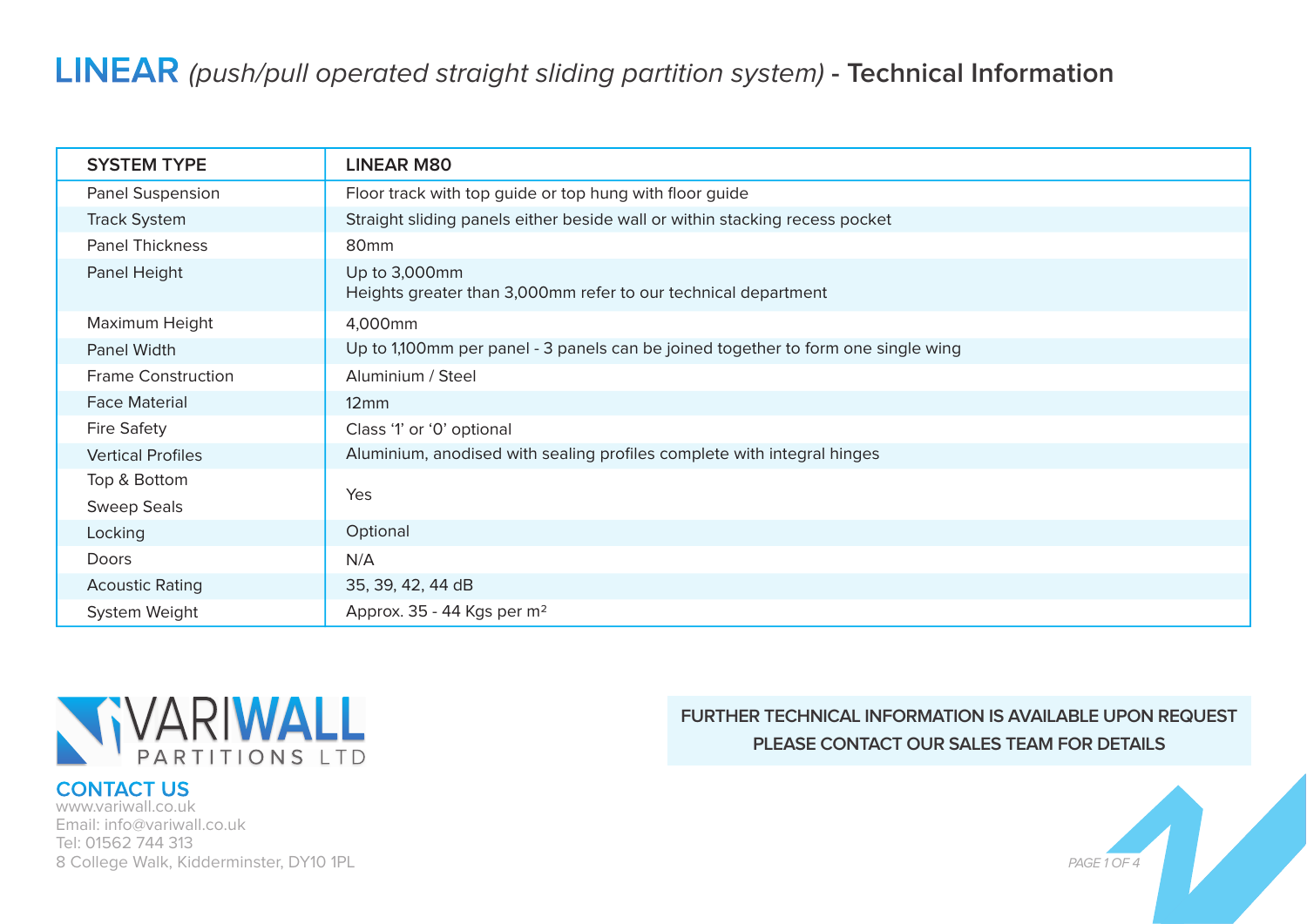# **LINEAR** *(push/pull operated straight sliding partition system)* - Technical Information

| SYSTEM TYPE | LINEAR M80 |
|---|---|
| Panel Suspension | Floor track with top guide or top hung with floor guide |
| Track System | Straight sliding panels either beside wall or within stacking recess pocket |
| Panel Thickness | 80mm |
| Panel Height | Up to 3,000mm<br>Heights greater than 3,000mm refer to our technical department |
| Maximum Height | 4,000mm |
| Panel Width | Up to 1,100mm per panel - 3 panels can be joined together to form one single wing |
| Frame Construction | Aluminium / Steel |
| Face Material | 12mm |
| Fire Safety | Class '1' or '0' optional |
| Vertical Profiles | Aluminium, anodised with sealing profiles complete with integral hinges |
| Top & Bottom Sweep Seals | Yes |
| Locking | Optional |
| Doors | N/A |
| Acoustic Rating | 35, 39, 42, 44 dB |
| System Weight | Approx. 35 - 44 Kgs per $m^2$ |

VARIWALL PARTITIONS LTD

**FURTHER TECHNICAL INFORMATION IS AVAILABLE UPON REQUEST**
**PLEASE CONTACT OUR SALES TEAM FOR DETAILS**

## CONTACT US

www.variwall.co.uk
Email: info@variwall.co.uk
Tel: 01562 744 313
8 College Walk, Kidderminster, DY10 1PL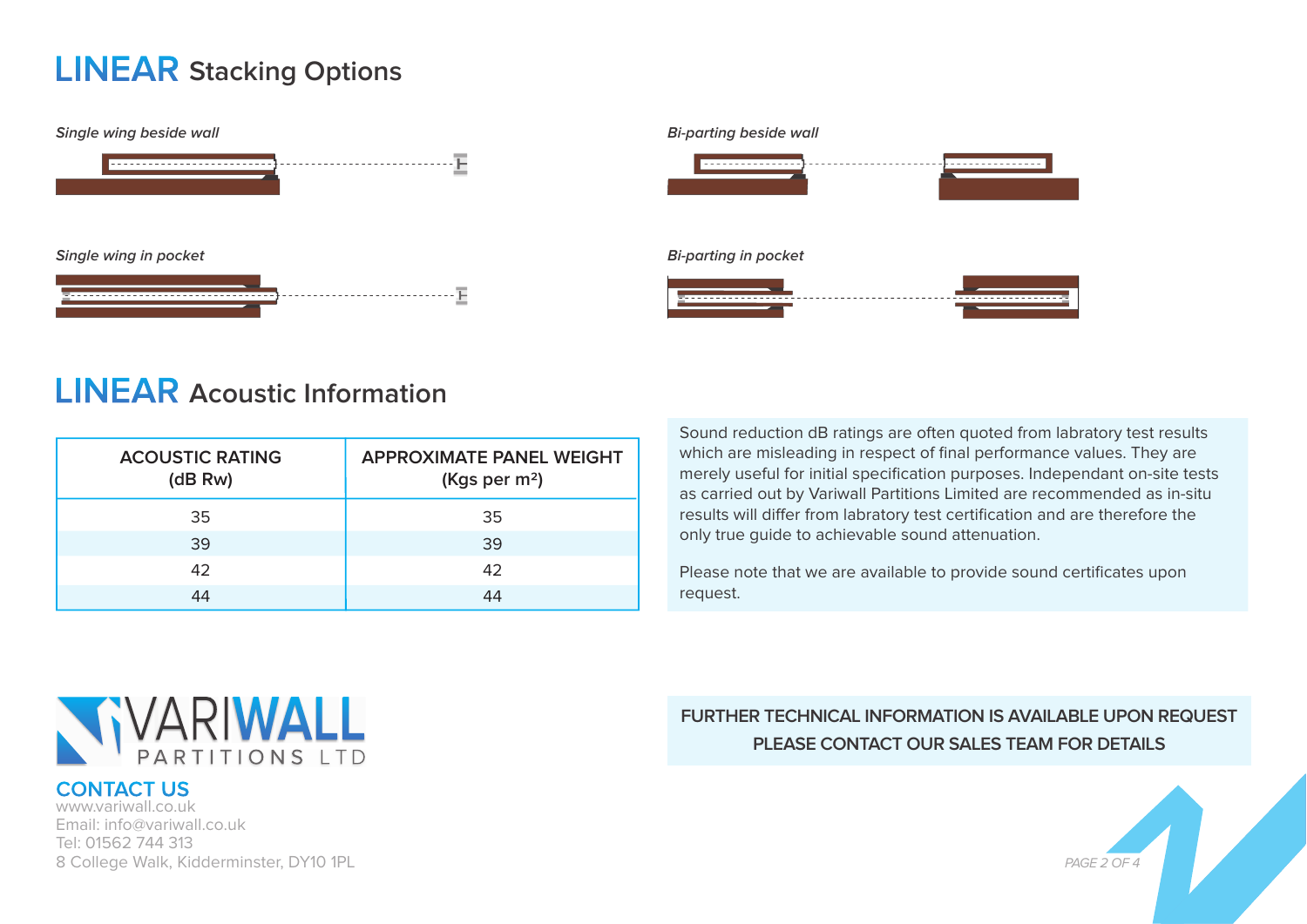# LINEAR Stacking Options

*Single wing beside wall*

*Bi-parting beside wall*

*Single wing in pocket*

*Bi-parting in pocket*

# LINEAR Acoustic Information

| ACOUSTIC RATING (dB Rw) | APPROXIMATE PANEL WEIGHT (Kgs per m²) |
|---|---|
| 35 | 35 |
| 39 | 39 |
| 42 | 42 |
| 44 | 44 |

Sound reduction dB ratings are often quoted from labratory test results which are misleading in respect of final performance values. They are merely useful for initial specification purposes. Independant on-site tests as carried out by Variwall Partitions Limited are recommended as in-situ results will differ from labratory test certification and are therefore the only true guide to achievable sound attenuation.

Please note that we are available to provide sound certificates upon request.

VARIWALL PARTITIONS LTD

## CONTACT US

www.variwall.co.uk
Email: info@variwall.co.uk
Tel: 01562 744 313
8 College Walk, Kidderminster, DY10 1PL

**FURTHER TECHNICAL INFORMATION IS AVAILABLE UPON REQUEST**
**PLEASE CONTACT OUR SALES TEAM FOR DETAILS**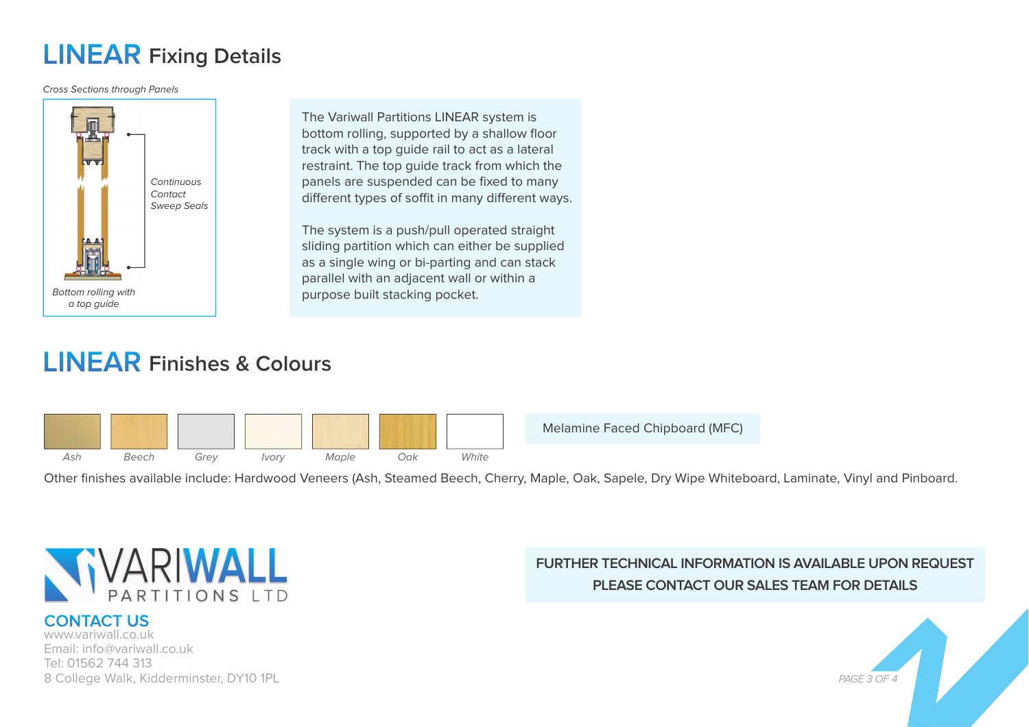# LINEAR Fixing Details

*Cross Sections through Panels*

*Continuous Contact Sweep Seals*

*Bottom rolling with a top guide*

The Variwall Partitions LINEAR system is bottom rolling, supported by a shallow floor track with a top guide rail to act as a lateral restraint. The top guide track from which the panels are suspended can be fixed to many different types of soffit in many different ways.

The system is a push/pull operated straight sliding partition which can either be supplied as a single wing or bi-parting and can stack parallel with an adjacent wall or within a purpose built stacking pocket.

# LINEAR Finishes & Colours

*Ash* | *Beech* | *Grey* | *Ivory* | *Maple* | *Oak* | *White*

Melamine Faced Chipboard (MFC)

Other finishes available include: Hardwood Veneers (Ash, Steamed Beech, Cherry, Maple, Oak, Sapele, Dry Wipe Whiteboard, Laminate, Vinyl and Pinboard.

VARIWALL PARTITIONS LTD

**CONTACT US**
www.variwall.co.uk
Email: info@variwall.co.uk
Tel: 01562 744 313
8 College Walk, Kidderminster, DY10 1PL

**FURTHER TECHNICAL INFORMATION IS AVAILABLE UPON REQUEST**
**PLEASE CONTACT OUR SALES TEAM FOR DETAILS**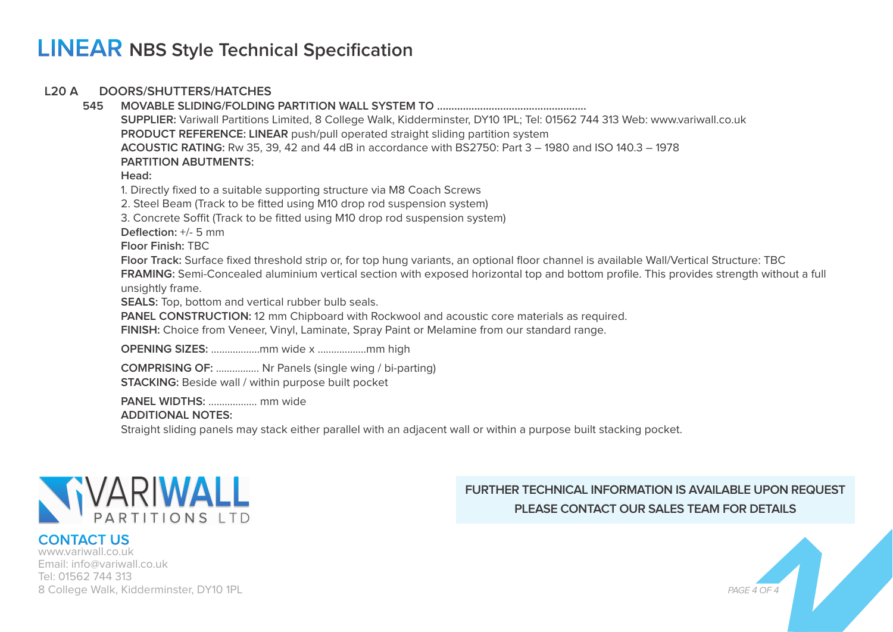# LINEAR NBS Style Technical Specification

**L20 A DOORS/SHUTTERS/HATCHES**

**545 MOVABLE SLIDING/FOLDING PARTITION WALL SYSTEM TO ....................................................**

**SUPPLIER:** Variwall Partitions Limited, 8 College Walk, Kidderminster, DY10 1PL; Tel: 01562 744 313 Web: www.variwall.co.uk

**PRODUCT REFERENCE: LINEAR** push/pull operated straight sliding partition system

**ACOUSTIC RATING:** Rw 35, 39, 42 and 44 dB in accordance with BS2750: Part 3 – 1980 and ISO 140.3 – 1978

**PARTITION ABUTMENTS:**

**Head:**

1. Directly fixed to a suitable supporting structure via M8 Coach Screws
2. Steel Beam (Track to be fitted using M10 drop rod suspension system)
3. Concrete Soffit (Track to be fitted using M10 drop rod suspension system)

**Deflection:** +/- 5 mm

**Floor Finish:** TBC

**Floor Track:** Surface fixed threshold strip or, for top hung variants, an optional floor channel is available Wall/Vertical Structure: TBC

**FRAMING:** Semi-Concealed aluminium vertical section with exposed horizontal top and bottom profile. This provides strength without a full unsightly frame.

**SEALS:** Top, bottom and vertical rubber bulb seals.

**PANEL CONSTRUCTION:** 12 mm Chipboard with Rockwool and acoustic core materials as required.

**FINISH:** Choice from Veneer, Vinyl, Laminate, Spray Paint or Melamine from our standard range.

**OPENING SIZES:** ..................mm wide x ..................mm high

**COMPRISING OF:** ................ Nr Panels (single wing / bi-parting)

**STACKING:** Beside wall / within purpose built pocket

**PANEL WIDTHS:** .................. mm wide

**ADDITIONAL NOTES:**

Straight sliding panels may stack either parallel with an adjacent wall or within a purpose built stacking pocket.

VARIWALL PARTITIONS LTD

**CONTACT US**

www.variwall.co.uk
Email: info@variwall.co.uk
Tel: 01562 744 313
8 College Walk, Kidderminster, DY10 1PL

**FURTHER TECHNICAL INFORMATION IS AVAILABLE UPON REQUEST**
**PLEASE CONTACT OUR SALES TEAM FOR DETAILS**